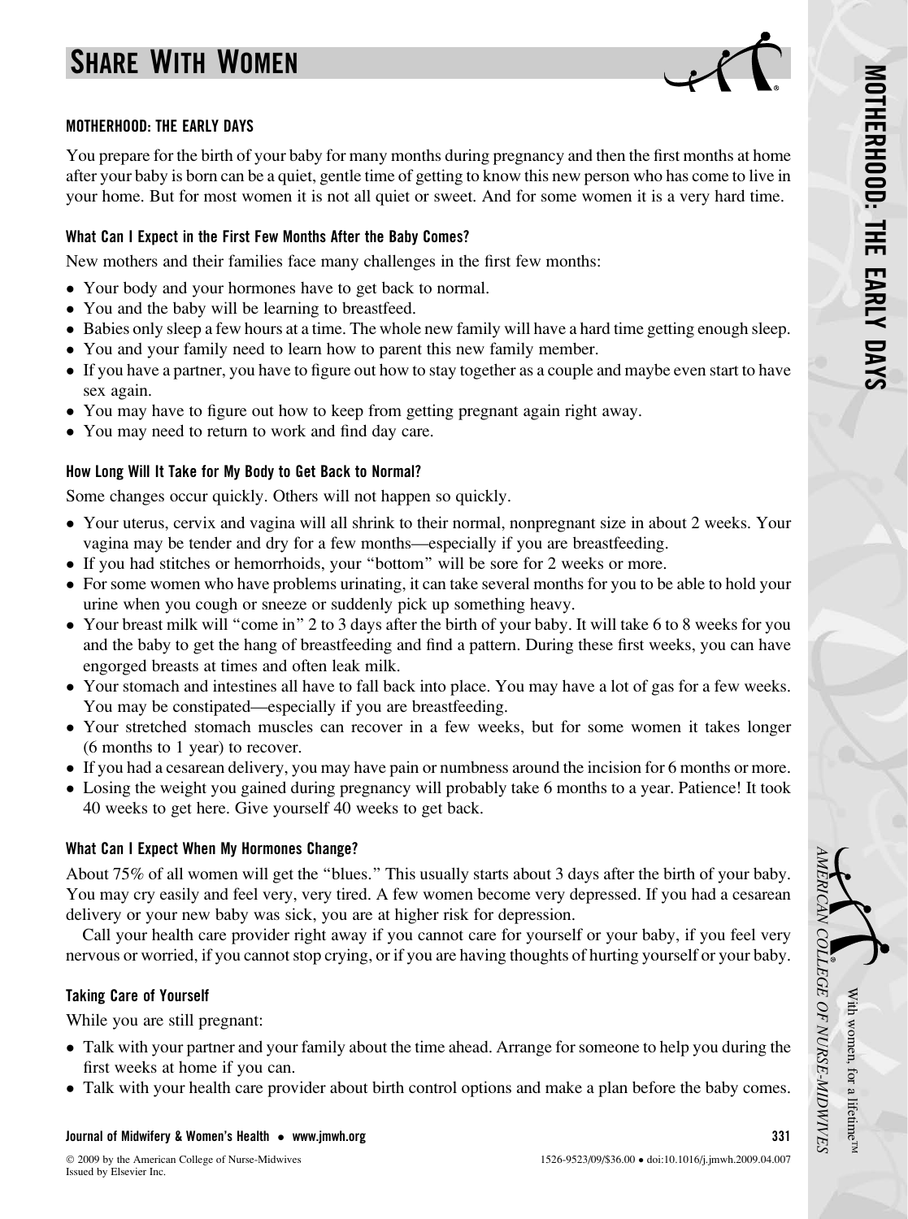# SHARE WITH WOMEN

## MOTHERHOOD: THE EARLY DAYS

You prepare for the birth of your baby for many months during pregnancy and then the first months at home after your baby is born can be a quiet, gentle time of getting to know this new person who has come to live in your home. But for most women it is not all quiet or sweet. And for some women it is a very hard time.

### What Can I Expect in the First Few Months After the Baby Comes?

New mothers and their families face many challenges in the first few months:

- Your body and your hormones have to get back to normal.
- You and the baby will be learning to breastfeed.
- Babies only sleep a few hours at a time. The whole new family will have a hard time getting enough sleep.
- You and your family need to learn how to parent this new family member.
- If you have a partner, you have to figure out how to stay together as a couple and maybe even start to have sex again.
- You may have to figure out how to keep from getting pregnant again right away.
- You may need to return to work and find day care.

### How Long Will It Take for My Body to Get Back to Normal?

Some changes occur quickly. Others will not happen so quickly.

- Your uterus, cervix and vagina will all shrink to their normal, nonpregnant size in about 2 weeks. Your vagina may be tender and dry for a few months—especially if you are breastfeeding.
- If you had stitches or hemorrhoids, your "bottom" will be sore for 2 weeks or more.
- For some women who have problems urinating, it can take several months for you to be able to hold your urine when you cough or sneeze or suddenly pick up something heavy.
- Your breast milk will "come in" 2 to 3 days after the birth of your baby. It will take 6 to 8 weeks for you and the baby to get the hang of breastfeeding and find a pattern. During these first weeks, you can have engorged breasts at times and often leak milk.
- Your stomach and intestines all have to fall back into place. You may have a lot of gas for a few weeks. You may be constipated—especially if you are breastfeeding.
- Your stretched stomach muscles can recover in a few weeks, but for some women it takes longer (6 months to 1 year) to recover.
- If you had a cesarean delivery, you may have pain or numbness around the incision for 6 months or more.
- Losing the weight you gained during pregnancy will probably take 6 months to a year. Patience! It took 40 weeks to get here. Give yourself 40 weeks to get back.

### What Can I Expect When My Hormones Change?

About 75% of all women will get the "blues." This usually starts about 3 days after the birth of your baby. You may cry easily and feel very, very tired. A few women become very depressed. If you had a cesarean delivery or your new baby was sick, you are at higher risk for depression.

Call your health care provider right away if you cannot care for yourself or your baby, if you feel very nervous or worried, if you cannot stop crying, or if you are having thoughts of hurting yourself or your baby.

### Taking Care of Yourself

While you are still pregnant:

- Talk with your partner and your family about the time ahead. Arrange for someone to help you during the first weeks at home if you can.
- Talk with your health care provider about birth control options and make a plan before the baby comes.

© 2009 by the American College of Nurse-Midwives
Issued by Elsevier Inc.

1526-9523/09/$36.00 • doi:10.1016/j.jmwh.2009.04.007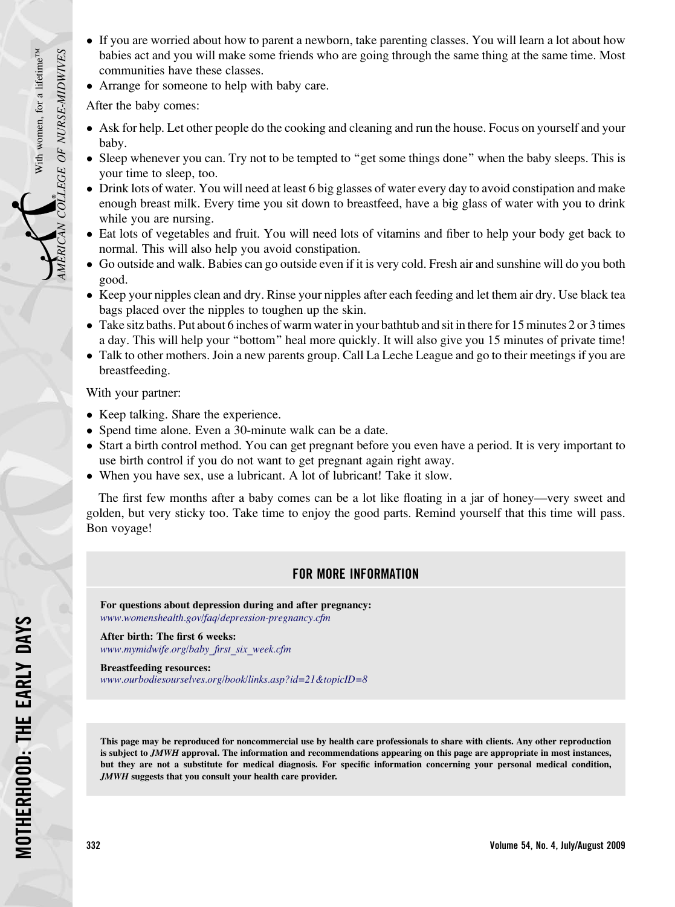- If you are worried about how to parent a newborn, take parenting classes. You will learn a lot about how babies act and you will make some friends who are going through the same thing at the same time. Most communities have these classes.
- Arrange for someone to help with baby care.

After the baby comes:

- Ask for help. Let other people do the cooking and cleaning and run the house. Focus on yourself and your baby.
- Sleep whenever you can. Try not to be tempted to "get some things done" when the baby sleeps. This is your time to sleep, too.
- Drink lots of water. You will need at least 6 big glasses of water every day to avoid constipation and make enough breast milk. Every time you sit down to breastfeed, have a big glass of water with you to drink while you are nursing.
- Eat lots of vegetables and fruit. You will need lots of vitamins and fiber to help your body get back to normal. This will also help you avoid constipation.
- Go outside and walk. Babies can go outside even if it is very cold. Fresh air and sunshine will do you both good.
- Keep your nipples clean and dry. Rinse your nipples after each feeding and let them air dry. Use black tea bags placed over the nipples to toughen up the skin.
- Take sitz baths. Put about 6 inches of warm water in your bathtub and sit in there for 15 minutes 2 or 3 times a day. This will help your "bottom" heal more quickly. It will also give you 15 minutes of private time!
- Talk to other mothers. Join a new parents group. Call La Leche League and go to their meetings if you are breastfeeding.

With your partner:

- Keep talking. Share the experience.
- Spend time alone. Even a 30-minute walk can be a date.
- Start a birth control method. You can get pregnant before you even have a period. It is very important to use birth control if you do not want to get pregnant again right away.
- When you have sex, use a lubricant. A lot of lubricant! Take it slow.

The first few months after a baby comes can be a lot like floating in a jar of honey—very sweet and golden, but very sticky too. Take time to enjoy the good parts. Remind yourself that this time will pass. Bon voyage!

## FOR MORE INFORMATION

**For questions about depression during and after pregnancy:**
*www.womenshealth.gov/faq/depression-pregnancy.cfm*

**After birth: The first 6 weeks:**
*www.mymidwife.org/baby_first_six_week.cfm*

**Breastfeeding resources:**
*www.ourbodiesourselves.org/book/links.asp?id=21&topicID=8*

**This page may be reproduced for noncommercial use by health care professionals to share with clients. Any other reproduction is subject to *JMWH* approval. The information and recommendations appearing on this page are appropriate in most instances, but they are not a substitute for medical diagnosis. For specific information concerning your personal medical condition, *JMWH* suggests that you consult your health care provider.**